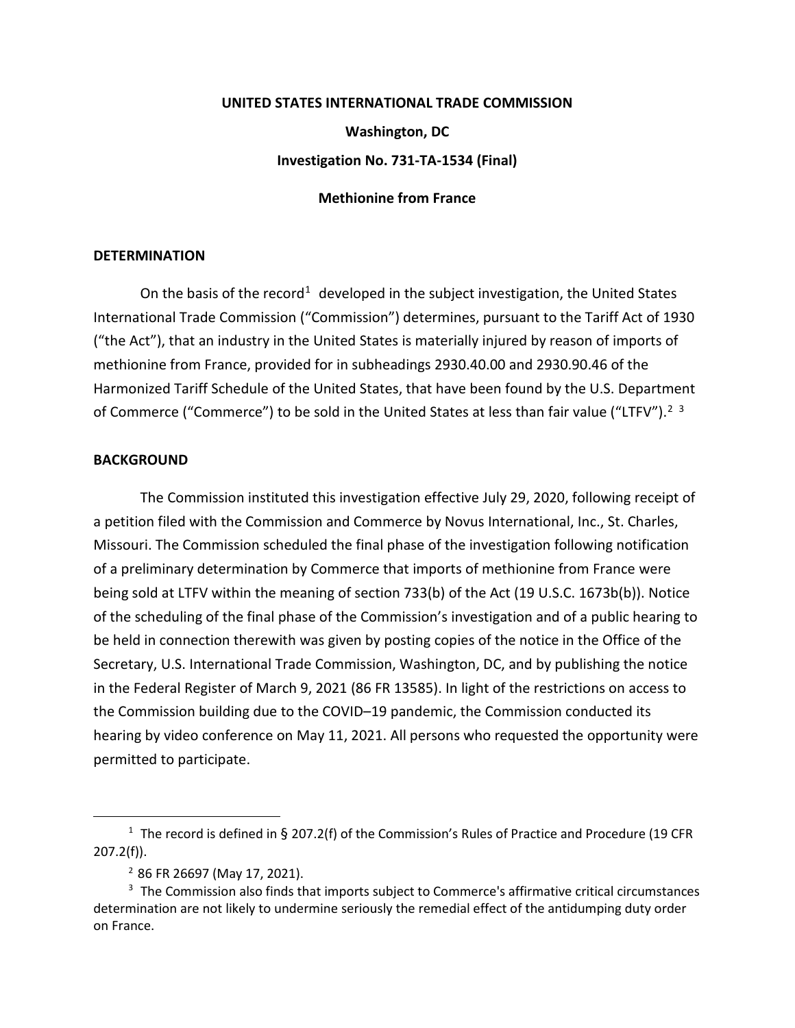**UNITED STATES INTERNATIONAL TRADE COMMISSION**

**Washington, DC**

**Investigation No. 731-TA-1534 (Final)**

**Methionine from France**

## DETERMINATION

On the basis of the record[1] developed in the subject investigation, the United States International Trade Commission ("Commission") determines, pursuant to the Tariff Act of 1930 ("the Act"), that an industry in the United States is materially injured by reason of imports of methionine from France, provided for in subheadings 2930.40.00 and 2930.90.46 of the Harmonized Tariff Schedule of the United States, that have been found by the U.S. Department of Commerce ("Commerce") to be sold in the United States at less than fair value ("LTFV").[2] [3]

## BACKGROUND

The Commission instituted this investigation effective July 29, 2020, following receipt of a petition filed with the Commission and Commerce by Novus International, Inc., St. Charles, Missouri. The Commission scheduled the final phase of the investigation following notification of a preliminary determination by Commerce that imports of methionine from France were being sold at LTFV within the meaning of section 733(b) of the Act (19 U.S.C. 1673b(b)). Notice of the scheduling of the final phase of the Commission's investigation and of a public hearing to be held in connection therewith was given by posting copies of the notice in the Office of the Secretary, U.S. International Trade Commission, Washington, DC, and by publishing the notice in the Federal Register of March 9, 2021 (86 FR 13585). In light of the restrictions on access to the Commission building due to the COVID–19 pandemic, the Commission conducted its hearing by video conference on May 11, 2021. All persons who requested the opportunity were permitted to participate.

---

[1] The record is defined in § 207.2(f) of the Commission's Rules of Practice and Procedure (19 CFR 207.2(f)).

[2] 86 FR 26697 (May 17, 2021).

[3] The Commission also finds that imports subject to Commerce's affirmative critical circumstances determination are not likely to undermine seriously the remedial effect of the antidumping duty order on France.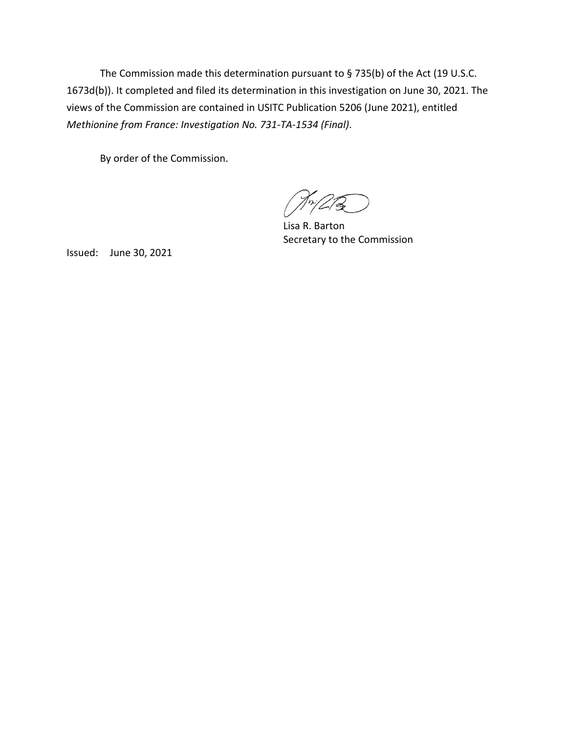The Commission made this determination pursuant to § 735(b) of the Act (19 U.S.C. 1673d(b)). It completed and filed its determination in this investigation on June 30, 2021. The views of the Commission are contained in USITC Publication 5206 (June 2021), entitled *Methionine from France: Investigation No. 731-TA-1534 (Final)*.

By order of the Commission.

Lisa R. Barton
Secretary to the Commission

Issued: June 30, 2021